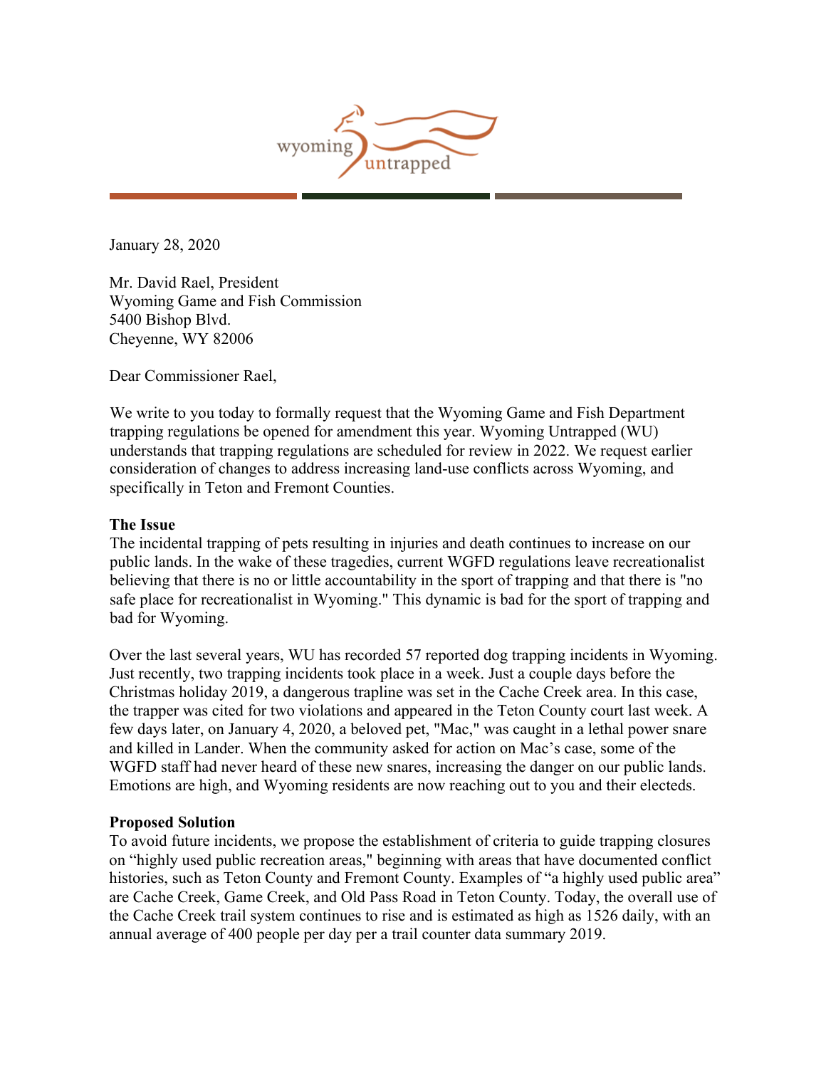wyoming untrapped

January 28, 2020

Mr. David Rael, President
Wyoming Game and Fish Commission
5400 Bishop Blvd.
Cheyenne, WY 82006

Dear Commissioner Rael,

We write to you today to formally request that the Wyoming Game and Fish Department trapping regulations be opened for amendment this year. Wyoming Untrapped (WU) understands that trapping regulations are scheduled for review in 2022. We request earlier consideration of changes to address increasing land-use conflicts across Wyoming, and specifically in Teton and Fremont Counties.

**The Issue**
The incidental trapping of pets resulting in injuries and death continues to increase on our public lands. In the wake of these tragedies, current WGFD regulations leave recreationalist believing that there is no or little accountability in the sport of trapping and that there is "no safe place for recreationalist in Wyoming." This dynamic is bad for the sport of trapping and bad for Wyoming.

Over the last several years, WU has recorded 57 reported dog trapping incidents in Wyoming. Just recently, two trapping incidents took place in a week. Just a couple days before the Christmas holiday 2019, a dangerous trapline was set in the Cache Creek area. In this case, the trapper was cited for two violations and appeared in the Teton County court last week. A few days later, on January 4, 2020, a beloved pet, "Mac," was caught in a lethal power snare and killed in Lander. When the community asked for action on Mac's case, some of the WGFD staff had never heard of these new snares, increasing the danger on our public lands. Emotions are high, and Wyoming residents are now reaching out to you and their electeds.

**Proposed Solution**
To avoid future incidents, we propose the establishment of criteria to guide trapping closures on "highly used public recreation areas," beginning with areas that have documented conflict histories, such as Teton County and Fremont County. Examples of "a highly used public area" are Cache Creek, Game Creek, and Old Pass Road in Teton County. Today, the overall use of the Cache Creek trail system continues to rise and is estimated as high as 1526 daily, with an annual average of 400 people per day per a trail counter data summary 2019.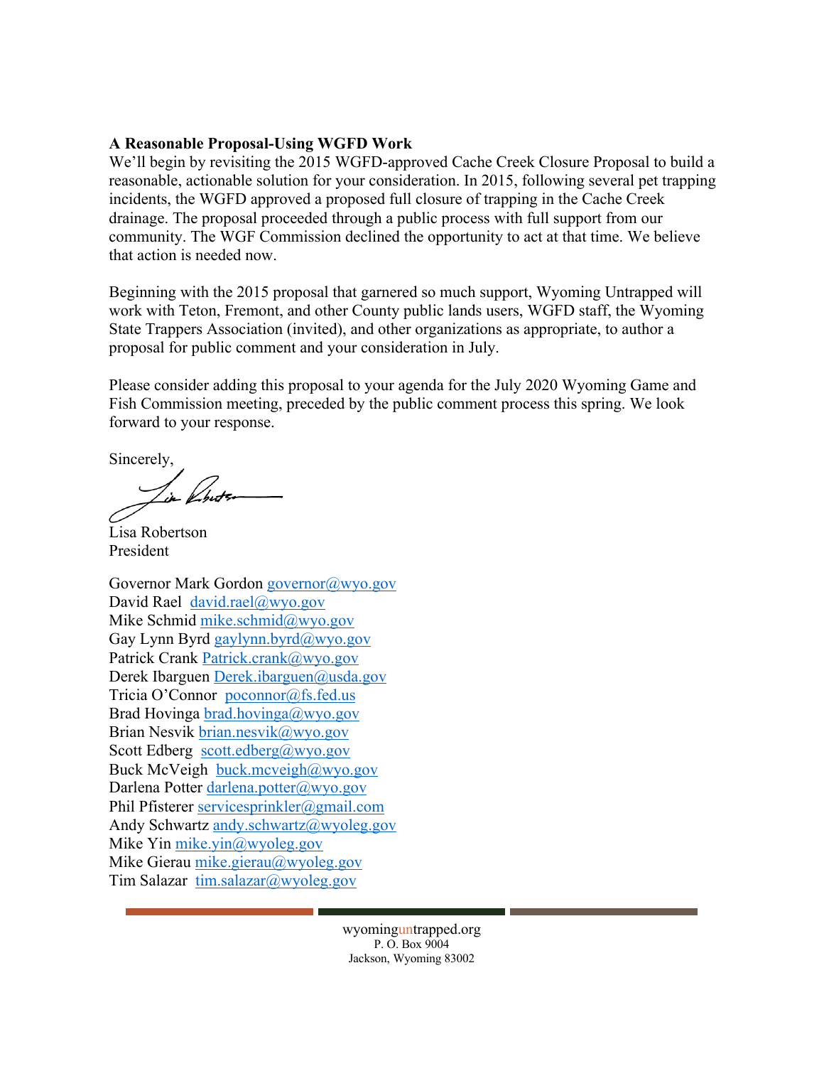**A Reasonable Proposal-Using WGFD Work**

We'll begin by revisiting the 2015 WGFD-approved Cache Creek Closure Proposal to build a reasonable, actionable solution for your consideration. In 2015, following several pet trapping incidents, the WGFD approved a proposed full closure of trapping in the Cache Creek drainage. The proposal proceeded through a public process with full support from our community. The WGF Commission declined the opportunity to act at that time. We believe that action is needed now.

Beginning with the 2015 proposal that garnered so much support, Wyoming Untrapped will work with Teton, Fremont, and other County public lands users, WGFD staff, the Wyoming State Trappers Association (invited), and other organizations as appropriate, to author a proposal for public comment and your consideration in July.

Please consider adding this proposal to your agenda for the July 2020 Wyoming Game and Fish Commission meeting, preceded by the public comment process this spring. We look forward to your response.

Sincerely,

Lisa Robertson
President

Governor Mark Gordon governor@wyo.gov
David Rael david.rael@wyo.gov
Mike Schmid mike.schmid@wyo.gov
Gay Lynn Byrd gaylynn.byrd@wyo.gov
Patrick Crank Patrick.crank@wyo.gov
Derek Ibarguen Derek.ibarguen@usda.gov
Tricia O'Connor poconnor@fs.fed.us
Brad Hovinga brad.hovinga@wyo.gov
Brian Nesvik brian.nesvik@wyo.gov
Scott Edberg scott.edberg@wyo.gov
Buck McVeigh buck.mcveigh@wyo.gov
Darlena Potter darlena.potter@wyo.gov
Phil Pfisterer servicesprinkler@gmail.com
Andy Schwartz andy.schwartz@wyoleg.gov
Mike Yin mike.yin@wyoleg.gov
Mike Gierau mike.gierau@wyoleg.gov
Tim Salazar tim.salazar@wyoleg.gov

wyominguntrapped.org
P. O. Box 9004
Jackson, Wyoming 83002